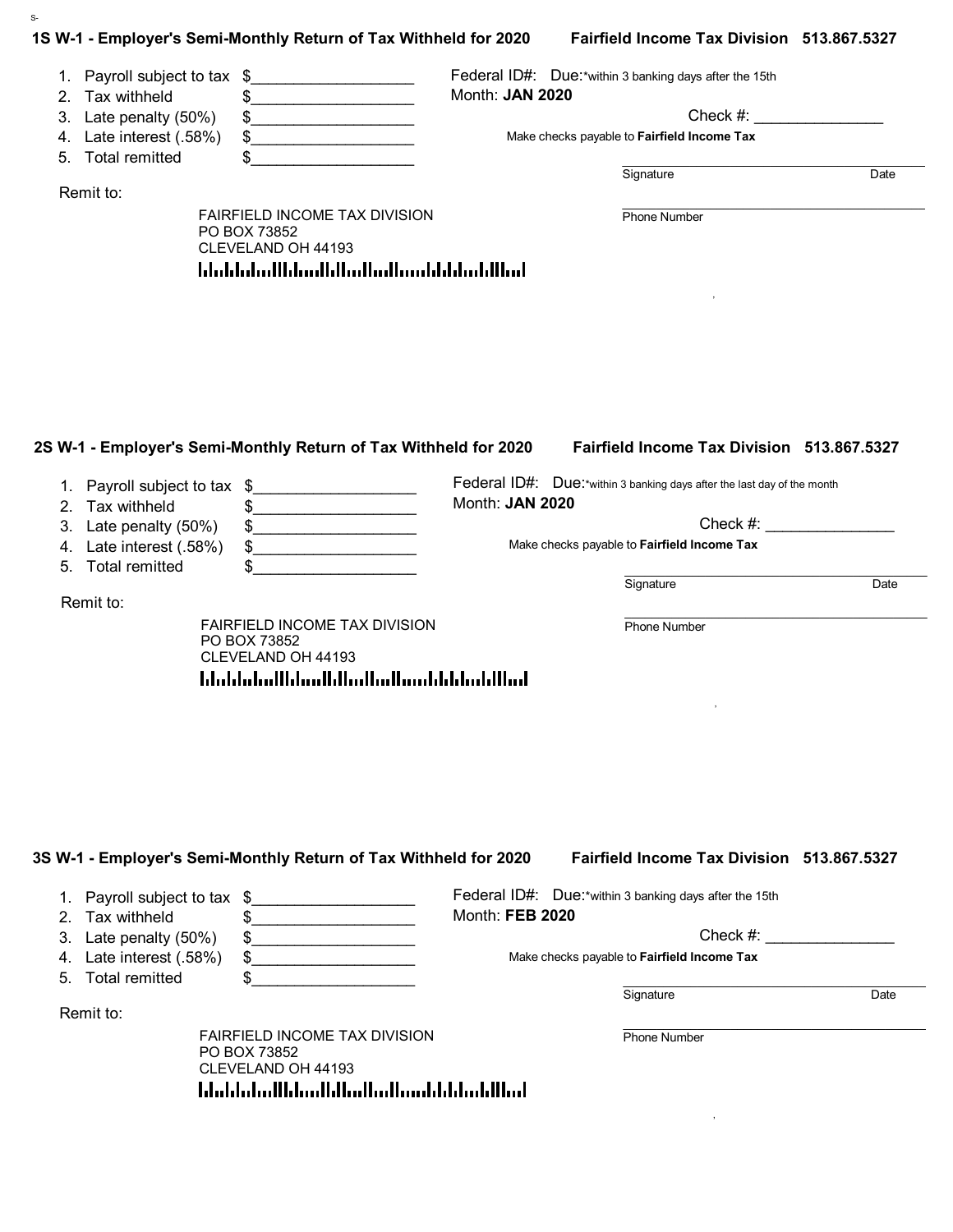S-

## 1S W-1 - Employer's Semi-Monthly Return of Tax Withheld for 2020 — Fairfield Income Tax Division 513.867.5327

1. Payroll subject to tax $___________________
2. Tax withheld $___________________
3. Late penalty (50%) $___________________
4. Late interest (.58%) $___________________
5. Total remitted $___________________

Federal ID#: Due:*within 3 banking days after the 15th

Month: **JAN 2020**

Check #: _______________

Make checks payable to **Fairfield Income Tax**

Signature _______________ Date _______________

Phone Number _______________

Remit to:

FAIRFIELD INCOME TAX DIVISION
PO BOX 73852
CLEVELAND OH 44193

## 2S W-1 - Employer's Semi-Monthly Return of Tax Withheld for 2020 — Fairfield Income Tax Division 513.867.5327

1. Payroll subject to tax $___________________
2. Tax withheld $___________________
3. Late penalty (50%) $___________________
4. Late interest (.58%) $___________________
5. Total remitted $___________________

Federal ID#: Due:*within 3 banking days after the last day of the month

Month: **JAN 2020**

Check #: _______________

Make checks payable to **Fairfield Income Tax**

Signature _______________ Date _______________

Phone Number _______________

Remit to:

FAIRFIELD INCOME TAX DIVISION
PO BOX 73852
CLEVELAND OH 44193

## 3S W-1 - Employer's Semi-Monthly Return of Tax Withheld for 2020 — Fairfield Income Tax Division 513.867.5327

1. Payroll subject to tax $___________________
2. Tax withheld $___________________
3. Late penalty (50%) $___________________
4. Late interest (.58%) $___________________
5. Total remitted $___________________

Federal ID#: Due:*within 3 banking days after the 15th

Month: **FEB 2020**

Check #: _______________

Make checks payable to **Fairfield Income Tax**

Signature _______________ Date _______________

Phone Number _______________

Remit to:

FAIRFIELD INCOME TAX DIVISION
PO BOX 73852
CLEVELAND OH 44193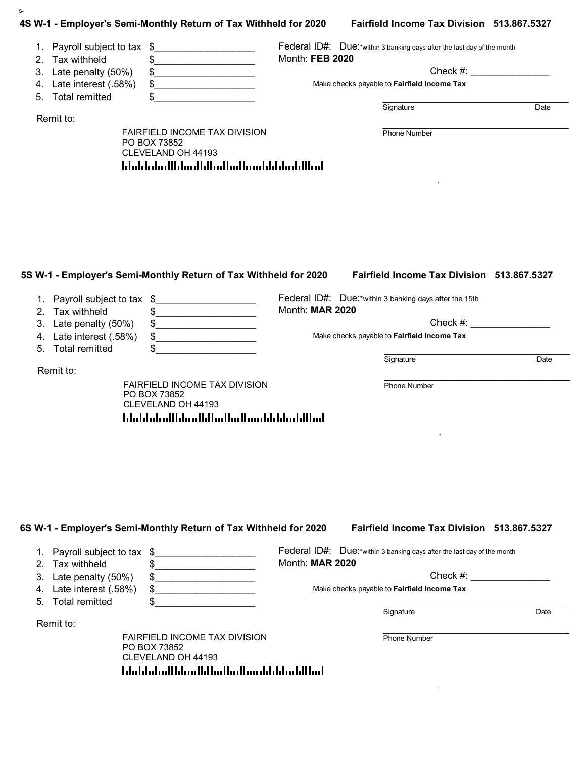## 4S W-1 - Employer's Semi-Monthly Return of Tax Withheld for 2020

**Fairfield Income Tax Division 513.867.5327**

1. Payroll subject to tax $\_\_\_\_\_\_\_\_\_\_\_\_\_\_\_\_\_\_
2. Tax withheld $\_\_\_\_\_\_\_\_\_\_\_\_\_\_\_\_\_\_
3. Late penalty (50%) $\_\_\_\_\_\_\_\_\_\_\_\_\_\_\_\_\_\_
4. Late interest (.58%) $\_\_\_\_\_\_\_\_\_\_\_\_\_\_\_\_\_\_
5. Total remitted $\_\_\_\_\_\_\_\_\_\_\_\_\_\_\_\_\_\_

Federal ID#: Due:*within 3 banking days after the last day of the month

Month: **FEB 2020**

Check #: \_\_\_\_\_\_\_\_\_\_\_\_\_\_\_

Make checks payable to **Fairfield Income Tax**

Signature Date

Phone Number

Remit to:

FAIRFIELD INCOME TAX DIVISION
PO BOX 73852
CLEVELAND OH 44193

## 5S W-1 - Employer's Semi-Monthly Return of Tax Withheld for 2020

**Fairfield Income Tax Division 513.867.5327**

1. Payroll subject to tax $\_\_\_\_\_\_\_\_\_\_\_\_\_\_\_\_\_\_
2. Tax withheld $\_\_\_\_\_\_\_\_\_\_\_\_\_\_\_\_\_\_
3. Late penalty (50%) $\_\_\_\_\_\_\_\_\_\_\_\_\_\_\_\_\_\_
4. Late interest (.58%) $\_\_\_\_\_\_\_\_\_\_\_\_\_\_\_\_\_\_
5. Total remitted $\_\_\_\_\_\_\_\_\_\_\_\_\_\_\_\_\_\_

Federal ID#: Due:*within 3 banking days after the 15th

Month: **MAR 2020**

Check #: \_\_\_\_\_\_\_\_\_\_\_\_\_\_\_

Make checks payable to **Fairfield Income Tax**

Signature Date

Phone Number

Remit to:

FAIRFIELD INCOME TAX DIVISION
PO BOX 73852
CLEVELAND OH 44193

## 6S W-1 - Employer's Semi-Monthly Return of Tax Withheld for 2020

**Fairfield Income Tax Division 513.867.5327**

1. Payroll subject to tax $\_\_\_\_\_\_\_\_\_\_\_\_\_\_\_\_\_\_
2. Tax withheld $\_\_\_\_\_\_\_\_\_\_\_\_\_\_\_\_\_\_
3. Late penalty (50%) $\_\_\_\_\_\_\_\_\_\_\_\_\_\_\_\_\_\_
4. Late interest (.58%) $\_\_\_\_\_\_\_\_\_\_\_\_\_\_\_\_\_\_
5. Total remitted $\_\_\_\_\_\_\_\_\_\_\_\_\_\_\_\_\_\_

Federal ID#: Due:*within 3 banking days after the last day of the month

Month: **MAR 2020**

Check #: \_\_\_\_\_\_\_\_\_\_\_\_\_\_\_

Make checks payable to **Fairfield Income Tax**

Signature Date

Phone Number

Remit to:

FAIRFIELD INCOME TAX DIVISION
PO BOX 73852
CLEVELAND OH 44193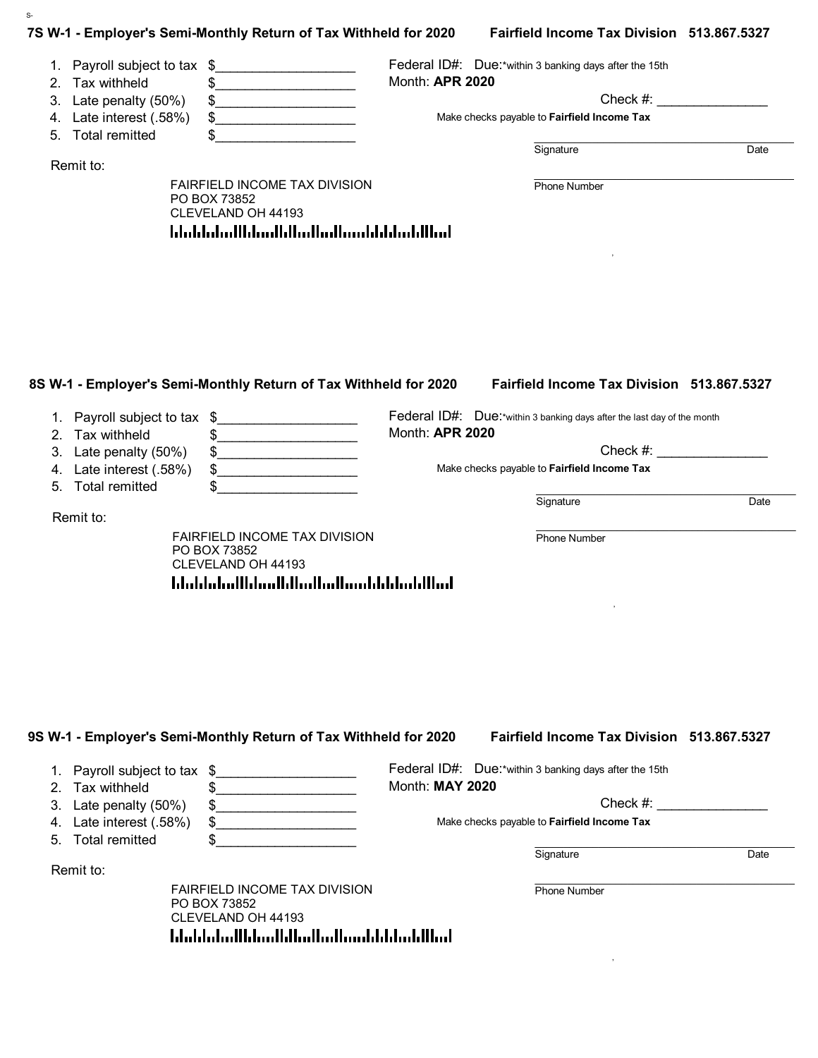S-

## 7S W-1 - Employer's Semi-Monthly Return of Tax Withheld for 2020

**Fairfield Income Tax Division 513.867.5327**

1. Payroll subject to tax $__________________
2. Tax withheld $__________________
3. Late penalty (50%) $__________________
4. Late interest (.58%) $__________________
5. Total remitted $__________________

Federal ID#: Due:*within 3 banking days after the 15th

Month: **APR 2020**

Check #: ______________

Make checks payable to **Fairfield Income Tax**

Signature Date

Phone Number

Remit to:

FAIRFIELD INCOME TAX DIVISION
PO BOX 73852
CLEVELAND OH 44193

## 8S W-1 - Employer's Semi-Monthly Return of Tax Withheld for 2020

**Fairfield Income Tax Division 513.867.5327**

1. Payroll subject to tax $__________________
2. Tax withheld $__________________
3. Late penalty (50%) $__________________
4. Late interest (.58%) $__________________
5. Total remitted $__________________

Federal ID#: Due:*within 3 banking days after the last day of the month

Month: **APR 2020**

Check #: ______________

Make checks payable to **Fairfield Income Tax**

Signature Date

Phone Number

Remit to:

FAIRFIELD INCOME TAX DIVISION
PO BOX 73852
CLEVELAND OH 44193

## 9S W-1 - Employer's Semi-Monthly Return of Tax Withheld for 2020

**Fairfield Income Tax Division 513.867.5327**

1. Payroll subject to tax $__________________
2. Tax withheld $__________________
3. Late penalty (50%) $__________________
4. Late interest (.58%) $__________________
5. Total remitted $__________________

Federal ID#: Due:*within 3 banking days after the 15th

Month: **MAY 2020**

Check #: ______________

Make checks payable to **Fairfield Income Tax**

Signature Date

Phone Number

Remit to:

FAIRFIELD INCOME TAX DIVISION
PO BOX 73852
CLEVELAND OH 44193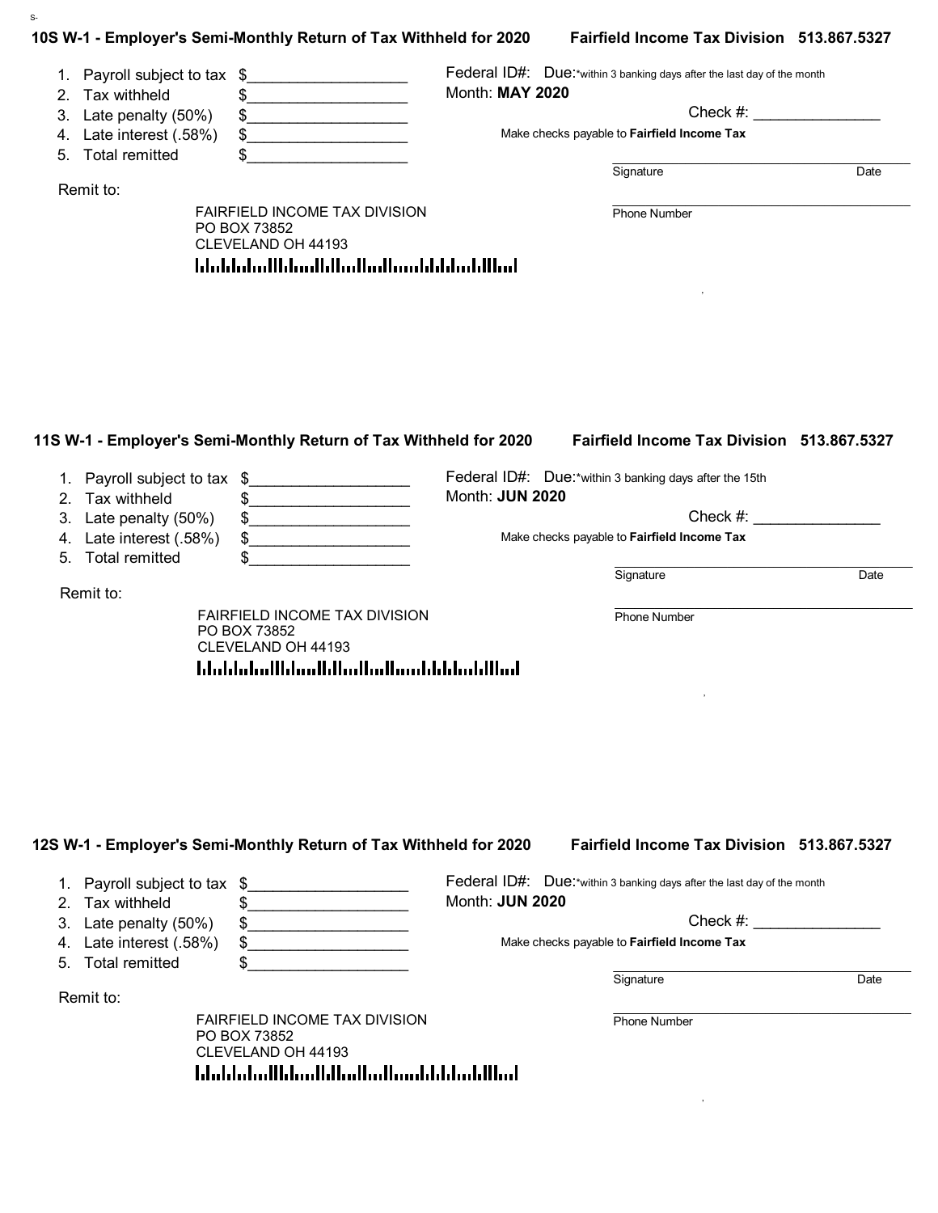## 10S W-1 - Employer's Semi-Monthly Return of Tax Withheld for 2020 — Fairfield Income Tax Division 513.867.5327

1. Payroll subject to tax $__________________
2. Tax withheld $__________________
3. Late penalty (50%) $__________________
4. Late interest (.58%) $__________________
5. Total remitted $__________________

Federal ID#: Due:*within 3 banking days after the last day of the month

Month: **MAY 2020**

Check #: _______________

Make checks payable to **Fairfield Income Tax**

Signature _______________ Date _______________

Phone Number _______________

Remit to:

FAIRFIELD INCOME TAX DIVISION
PO BOX 73852
CLEVELAND OH 44193

## 11S W-1 - Employer's Semi-Monthly Return of Tax Withheld for 2020 — Fairfield Income Tax Division 513.867.5327

1. Payroll subject to tax $__________________
2. Tax withheld $__________________
3. Late penalty (50%) $__________________
4. Late interest (.58%) $__________________
5. Total remitted $__________________

Federal ID#: Due:*within 3 banking days after the 15th

Month: **JUN 2020**

Check #: _______________

Make checks payable to **Fairfield Income Tax**

Signature _______________ Date _______________

Phone Number _______________

Remit to:

FAIRFIELD INCOME TAX DIVISION
PO BOX 73852
CLEVELAND OH 44193

## 12S W-1 - Employer's Semi-Monthly Return of Tax Withheld for 2020 — Fairfield Income Tax Division 513.867.5327

1. Payroll subject to tax $__________________
2. Tax withheld $__________________
3. Late penalty (50%) $__________________
4. Late interest (.58%) $__________________
5. Total remitted $__________________

Federal ID#: Due:*within 3 banking days after the last day of the month

Month: **JUN 2020**

Check #: _______________

Make checks payable to **Fairfield Income Tax**

Signature _______________ Date _______________

Phone Number _______________

Remit to:

FAIRFIELD INCOME TAX DIVISION
PO BOX 73852
CLEVELAND OH 44193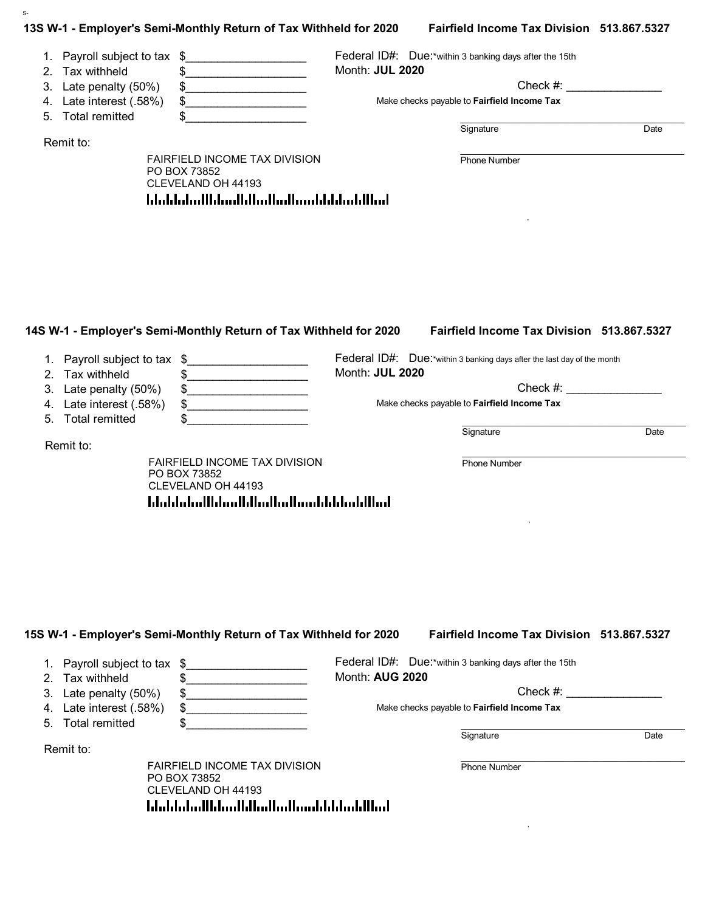## 13S W-1 - Employer's Semi-Monthly Return of Tax Withheld for 2020

**Fairfield Income Tax Division 513.867.5327**

1. Payroll subject to tax $__________________
2. Tax withheld $__________________
3. Late penalty (50%) $__________________
4. Late interest (.58%) $__________________
5. Total remitted $__________________

Federal ID#: Due:*within 3 banking days after the 15th

Month: **JUL 2020**

Check #: _______________

Make checks payable to **Fairfield Income Tax**

Signature _______________ Date _______________

Phone Number _______________

Remit to:

FAIRFIELD INCOME TAX DIVISION
PO BOX 73852
CLEVELAND OH 44193

## 14S W-1 - Employer's Semi-Monthly Return of Tax Withheld for 2020

**Fairfield Income Tax Division 513.867.5327**

1. Payroll subject to tax $__________________
2. Tax withheld $__________________
3. Late penalty (50%) $__________________
4. Late interest (.58%) $__________________
5. Total remitted $__________________

Federal ID#: Due:*within 3 banking days after the last day of the month

Month: **JUL 2020**

Check #: _______________

Make checks payable to **Fairfield Income Tax**

Signature _______________ Date _______________

Phone Number _______________

Remit to:

FAIRFIELD INCOME TAX DIVISION
PO BOX 73852
CLEVELAND OH 44193

## 15S W-1 - Employer's Semi-Monthly Return of Tax Withheld for 2020

**Fairfield Income Tax Division 513.867.5327**

1. Payroll subject to tax $__________________
2. Tax withheld $__________________
3. Late penalty (50%) $__________________
4. Late interest (.58%) $__________________
5. Total remitted $__________________

Federal ID#: Due:*within 3 banking days after the 15th

Month: **AUG 2020**

Check #: _______________

Make checks payable to **Fairfield Income Tax**

Signature _______________ Date _______________

Phone Number _______________

Remit to:

FAIRFIELD INCOME TAX DIVISION
PO BOX 73852
CLEVELAND OH 44193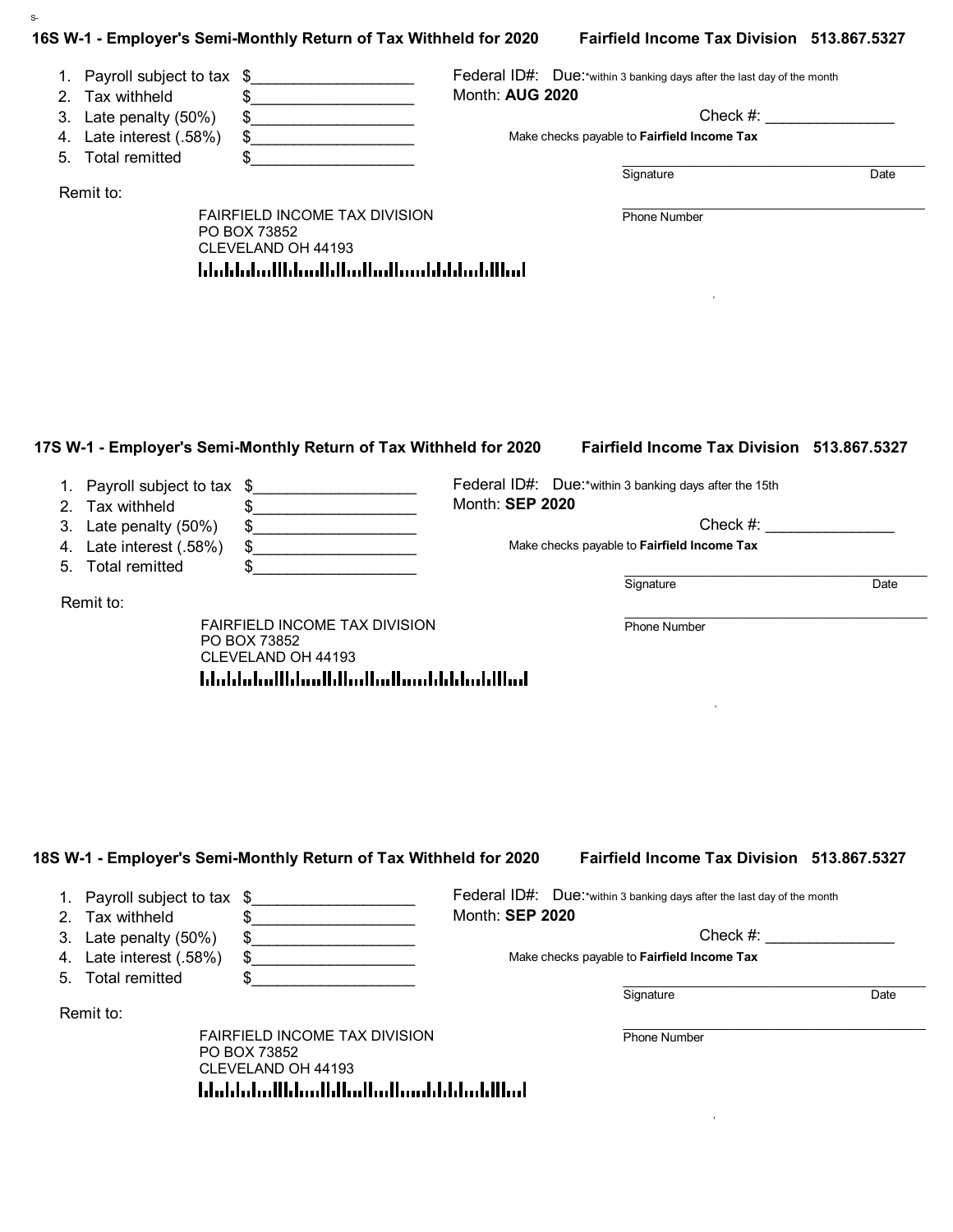S-

## 16S W-1 - Employer's Semi-Monthly Return of Tax Withheld for 2020

**Fairfield Income Tax Division 513.867.5327**

1. Payroll subject to tax $__________________
2. Tax withheld $__________________
3. Late penalty (50%) $__________________
4. Late interest (.58%) $__________________
5. Total remitted $__________________

Federal ID#: Due:*within 3 banking days after the last day of the month

Month: **AUG 2020**

Check #: _______________

Make checks payable to **Fairfield Income Tax**

Signature Date

Phone Number

Remit to:

FAIRFIELD INCOME TAX DIVISION
PO BOX 73852
CLEVELAND OH 44193

,

## 17S W-1 - Employer's Semi-Monthly Return of Tax Withheld for 2020

**Fairfield Income Tax Division 513.867.5327**

1. Payroll subject to tax $__________________
2. Tax withheld $__________________
3. Late penalty (50%) $__________________
4. Late interest (.58%) $__________________
5. Total remitted $__________________

Federal ID#: Due:*within 3 banking days after the 15th

Month: **SEP 2020**

Check #: _______________

Make checks payable to **Fairfield Income Tax**

Signature Date

Phone Number

Remit to:

FAIRFIELD INCOME TAX DIVISION
PO BOX 73852
CLEVELAND OH 44193

,

## 18S W-1 - Employer's Semi-Monthly Return of Tax Withheld for 2020

**Fairfield Income Tax Division 513.867.5327**

1. Payroll subject to tax $__________________
2. Tax withheld $__________________
3. Late penalty (50%) $__________________
4. Late interest (.58%) $__________________
5. Total remitted $__________________

Federal ID#: Due:*within 3 banking days after the last day of the month

Month: **SEP 2020**

Check #: _______________

Make checks payable to **Fairfield Income Tax**

Signature Date

Phone Number

Remit to:

FAIRFIELD INCOME TAX DIVISION
PO BOX 73852
CLEVELAND OH 44193

,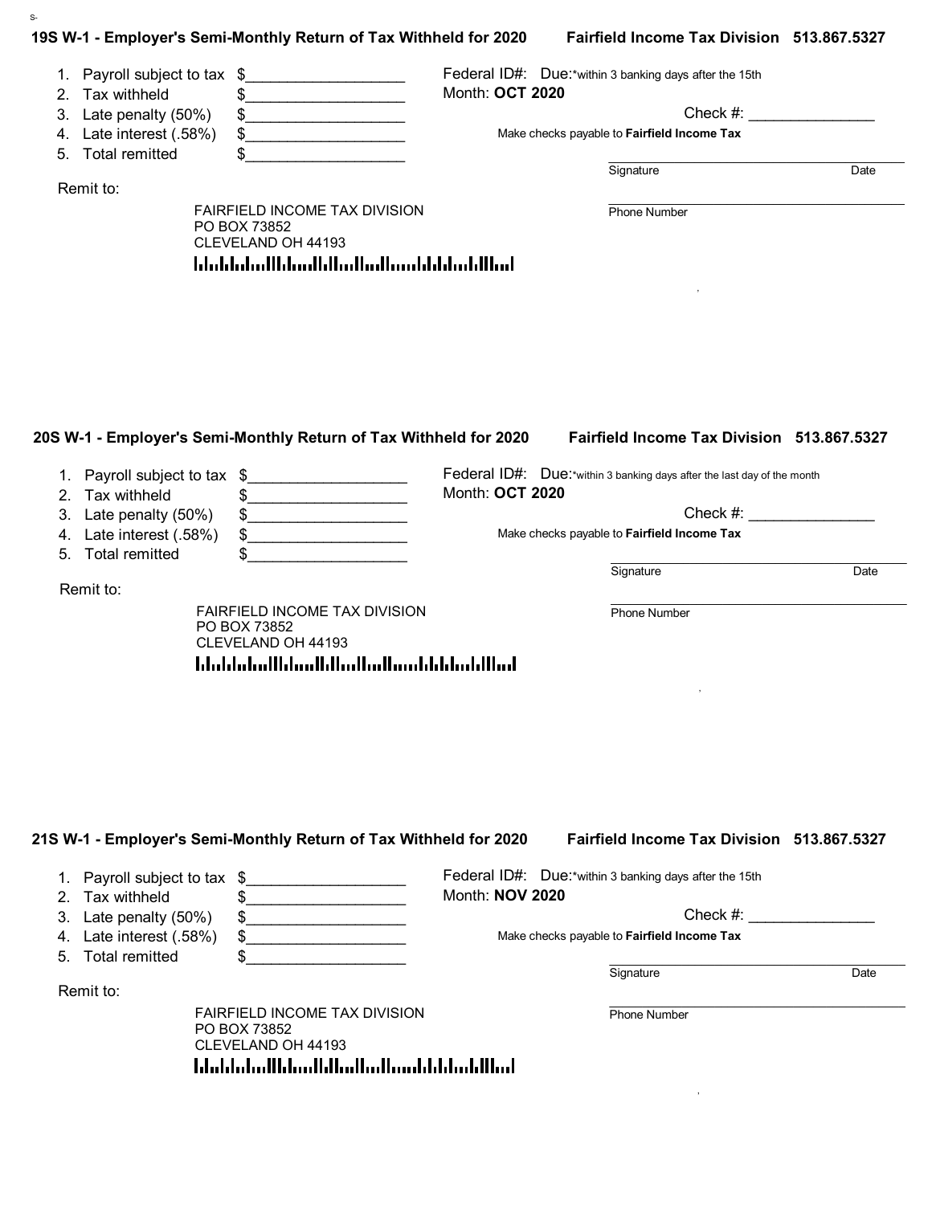S-

## 19S W-1 - Employer's Semi-Monthly Return of Tax Withheld for 2020 — Fairfield Income Tax Division 513.867.5327

1. Payroll subject to tax $___________________
2. Tax withheld $___________________
3. Late penalty (50%) $___________________
4. Late interest (.58%) $___________________
5. Total remitted $___________________

Federal ID#: Due:*within 3 banking days after the 15th

Month: **OCT 2020**

Check #: _______________

Make checks payable to **Fairfield Income Tax**

Signature _______________ Date _______________

Phone Number _______________

Remit to:

FAIRFIELD INCOME TAX DIVISION
PO BOX 73852
CLEVELAND OH 44193

## 20S W-1 - Employer's Semi-Monthly Return of Tax Withheld for 2020 — Fairfield Income Tax Division 513.867.5327

1. Payroll subject to tax $___________________
2. Tax withheld $___________________
3. Late penalty (50%) $___________________
4. Late interest (.58%) $___________________
5. Total remitted $___________________

Federal ID#: Due:*within 3 banking days after the last day of the month

Month: **OCT 2020**

Check #: _______________

Make checks payable to **Fairfield Income Tax**

Signature _______________ Date _______________

Phone Number _______________

Remit to:

FAIRFIELD INCOME TAX DIVISION
PO BOX 73852
CLEVELAND OH 44193

## 21S W-1 - Employer's Semi-Monthly Return of Tax Withheld for 2020 — Fairfield Income Tax Division 513.867.5327

1. Payroll subject to tax $___________________
2. Tax withheld $___________________
3. Late penalty (50%) $___________________
4. Late interest (.58%) $___________________
5. Total remitted $___________________

Federal ID#: Due:*within 3 banking days after the 15th

Month: **NOV 2020**

Check #: _______________

Make checks payable to **Fairfield Income Tax**

Signature _______________ Date _______________

Phone Number _______________

Remit to:

FAIRFIELD INCOME TAX DIVISION
PO BOX 73852
CLEVELAND OH 44193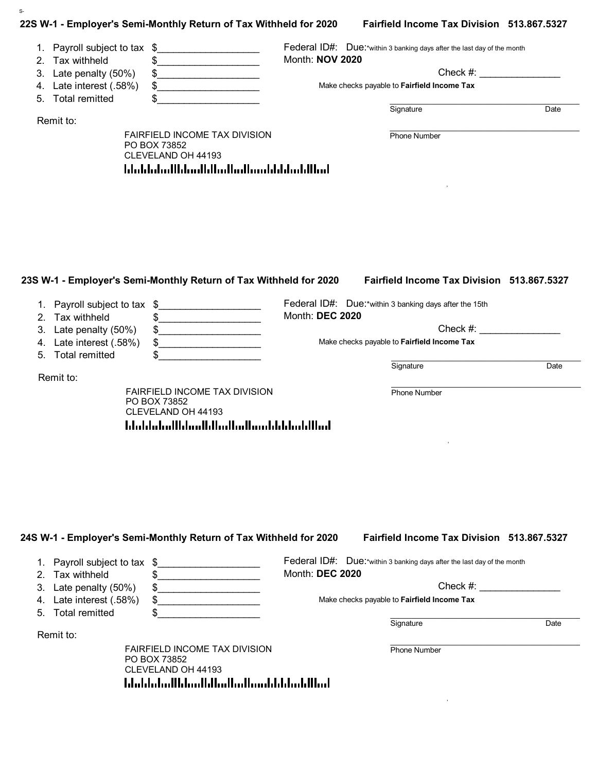s-

## 22S W-1 - Employer's Semi-Monthly Return of Tax Withheld for 2020

**Fairfield Income Tax Division 513.867.5327**

1. Payroll subject to tax $__________________
2. Tax withheld $__________________
3. Late penalty (50%) $__________________
4. Late interest (.58%) $__________________
5. Total remitted $__________________

Federal ID#: Due:*within 3 banking days after the last day of the month

Month: **NOV 2020**

Check #: _______________

Make checks payable to **Fairfield Income Tax**

Signature Date

Phone Number

Remit to:

FAIRFIELD INCOME TAX DIVISION
PO BOX 73852
CLEVELAND OH 44193

## 23S W-1 - Employer's Semi-Monthly Return of Tax Withheld for 2020

**Fairfield Income Tax Division 513.867.5327**

1. Payroll subject to tax $__________________
2. Tax withheld $__________________
3. Late penalty (50%) $__________________
4. Late interest (.58%) $__________________
5. Total remitted $__________________

Federal ID#: Due:*within 3 banking days after the 15th

Month: **DEC 2020**

Check #: _______________

Make checks payable to **Fairfield Income Tax**

Signature Date

Phone Number

Remit to:

FAIRFIELD INCOME TAX DIVISION
PO BOX 73852
CLEVELAND OH 44193

## 24S W-1 - Employer's Semi-Monthly Return of Tax Withheld for 2020

**Fairfield Income Tax Division 513.867.5327**

1. Payroll subject to tax $__________________
2. Tax withheld $__________________
3. Late penalty (50%) $__________________
4. Late interest (.58%) $__________________
5. Total remitted $__________________

Federal ID#: Due:*within 3 banking days after the last day of the month

Month: **DEC 2020**

Check #: _______________

Make checks payable to **Fairfield Income Tax**

Signature Date

Phone Number

Remit to:

FAIRFIELD INCOME TAX DIVISION
PO BOX 73852
CLEVELAND OH 44193